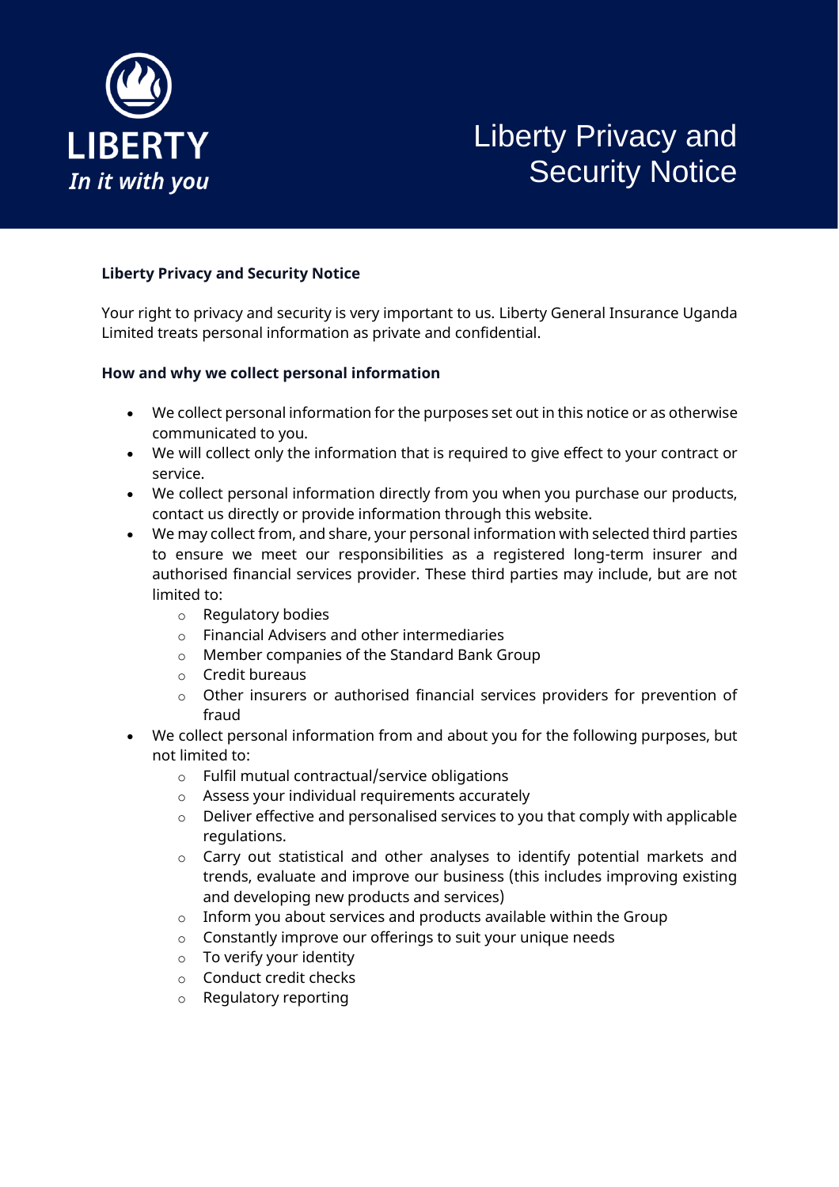LIBERTY

*In it with you*

# Liberty Privacy and Security Notice

**Liberty Privacy and Security Notice**

Your right to privacy and security is very important to us. Liberty General Insurance Uganda Limited treats personal information as private and confidential.

**How and why we collect personal information**

- We collect personal information for the purposes set out in this notice or as otherwise communicated to you.
- We will collect only the information that is required to give effect to your contract or service.
- We collect personal information directly from you when you purchase our products, contact us directly or provide information through this website.
- We may collect from, and share, your personal information with selected third parties to ensure we meet our responsibilities as a registered long-term insurer and authorised financial services provider. These third parties may include, but are not limited to:
    - Regulatory bodies
    - Financial Advisers and other intermediaries
    - Member companies of the Standard Bank Group
    - Credit bureaus
    - Other insurers or authorised financial services providers for prevention of fraud
- We collect personal information from and about you for the following purposes, but not limited to:
    - Fulfil mutual contractual/service obligations
    - Assess your individual requirements accurately
    - Deliver effective and personalised services to you that comply with applicable regulations.
    - Carry out statistical and other analyses to identify potential markets and trends, evaluate and improve our business (this includes improving existing and developing new products and services)
    - Inform you about services and products available within the Group
    - Constantly improve our offerings to suit your unique needs
    - To verify your identity
    - Conduct credit checks
    - Regulatory reporting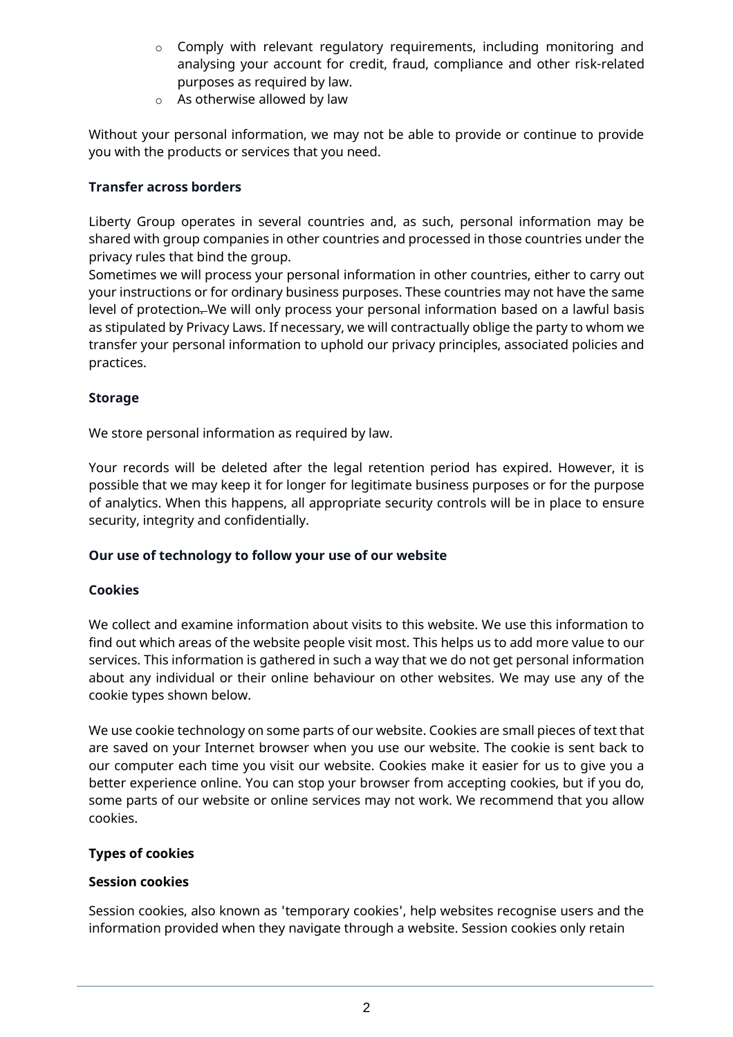- Comply with relevant regulatory requirements, including monitoring and analysing your account for credit, fraud, compliance and other risk-related purposes as required by law.
- As otherwise allowed by law

Without your personal information, we may not be able to provide or continue to provide you with the products or services that you need.

**Transfer across borders**

Liberty Group operates in several countries and, as such, personal information may be shared with group companies in other countries and processed in those countries under the privacy rules that bind the group.
Sometimes we will process your personal information in other countries, either to carry out your instructions or for ordinary business purposes. These countries may not have the same level of protection. We will only process your personal information based on a lawful basis as stipulated by Privacy Laws. If necessary, we will contractually oblige the party to whom we transfer your personal information to uphold our privacy principles, associated policies and practices.

**Storage**

We store personal information as required by law.

Your records will be deleted after the legal retention period has expired. However, it is possible that we may keep it for longer for legitimate business purposes or for the purpose of analytics. When this happens, all appropriate security controls will be in place to ensure security, integrity and confidentially.

**Our use of technology to follow your use of our website**

**Cookies**

We collect and examine information about visits to this website. We use this information to find out which areas of the website people visit most. This helps us to add more value to our services. This information is gathered in such a way that we do not get personal information about any individual or their online behaviour on other websites. We may use any of the cookie types shown below.

We use cookie technology on some parts of our website. Cookies are small pieces of text that are saved on your Internet browser when you use our website. The cookie is sent back to our computer each time you visit our website. Cookies make it easier for us to give you a better experience online. You can stop your browser from accepting cookies, but if you do, some parts of our website or online services may not work. We recommend that you allow cookies.

**Types of cookies**

**Session cookies**

Session cookies, also known as 'temporary cookies', help websites recognise users and the information provided when they navigate through a website. Session cookies only retain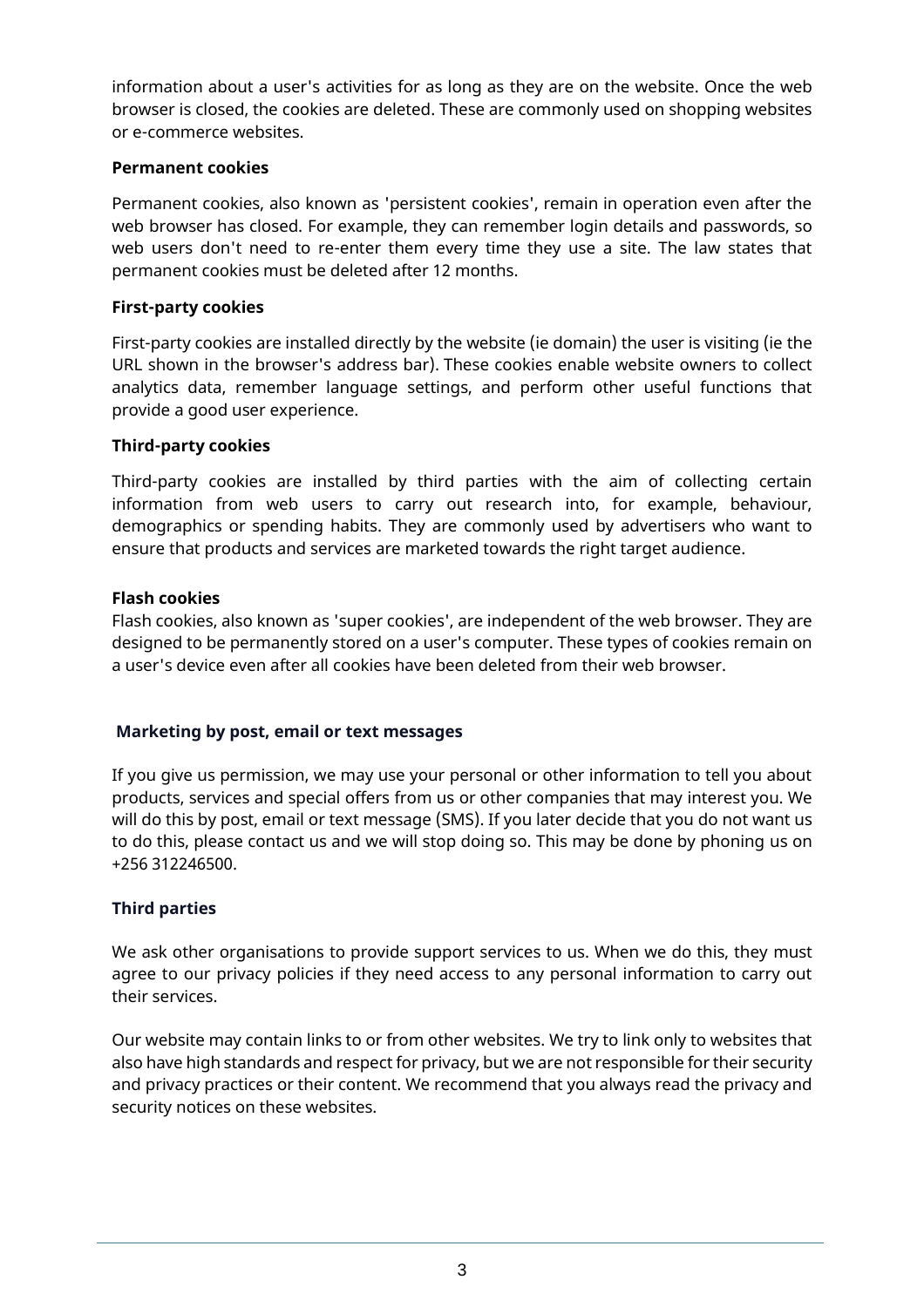information about a user's activities for as long as they are on the website. Once the web browser is closed, the cookies are deleted. These are commonly used on shopping websites or e-commerce websites.

**Permanent cookies**

Permanent cookies, also known as 'persistent cookies', remain in operation even after the web browser has closed. For example, they can remember login details and passwords, so web users don't need to re-enter them every time they use a site. The law states that permanent cookies must be deleted after 12 months.

**First-party cookies**

First-party cookies are installed directly by the website (ie domain) the user is visiting (ie the URL shown in the browser's address bar). These cookies enable website owners to collect analytics data, remember language settings, and perform other useful functions that provide a good user experience.

**Third-party cookies**

Third-party cookies are installed by third parties with the aim of collecting certain information from web users to carry out research into, for example, behaviour, demographics or spending habits. They are commonly used by advertisers who want to ensure that products and services are marketed towards the right target audience.

**Flash cookies**

Flash cookies, also known as 'super cookies', are independent of the web browser. They are designed to be permanently stored on a user's computer. These types of cookies remain on a user's device even after all cookies have been deleted from their web browser.

**Marketing by post, email or text messages**

If you give us permission, we may use your personal or other information to tell you about products, services and special offers from us or other companies that may interest you. We will do this by post, email or text message (SMS). If you later decide that you do not want us to do this, please contact us and we will stop doing so. This may be done by phoning us on +256 312246500.

**Third parties**

We ask other organisations to provide support services to us. When we do this, they must agree to our privacy policies if they need access to any personal information to carry out their services.

Our website may contain links to or from other websites. We try to link only to websites that also have high standards and respect for privacy, but we are not responsible for their security and privacy practices or their content. We recommend that you always read the privacy and security notices on these websites.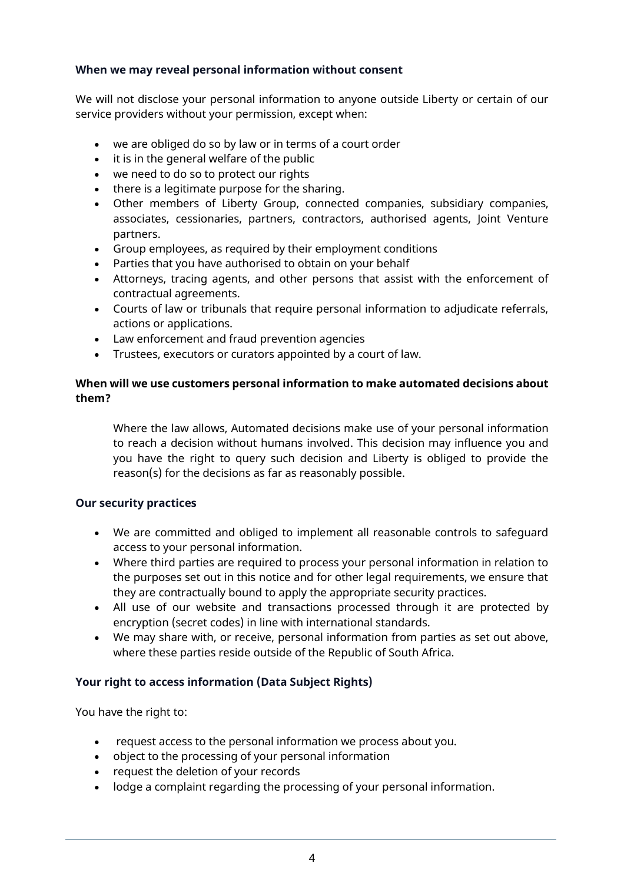**When we may reveal personal information without consent**

We will not disclose your personal information to anyone outside Liberty or certain of our service providers without your permission, except when:

- we are obliged do so by law or in terms of a court order
- it is in the general welfare of the public
- we need to do so to protect our rights
- there is a legitimate purpose for the sharing.
- Other members of Liberty Group, connected companies, subsidiary companies, associates, cessionaries, partners, contractors, authorised agents, Joint Venture partners.
- Group employees, as required by their employment conditions
- Parties that you have authorised to obtain on your behalf
- Attorneys, tracing agents, and other persons that assist with the enforcement of contractual agreements.
- Courts of law or tribunals that require personal information to adjudicate referrals, actions or applications.
- Law enforcement and fraud prevention agencies
- Trustees, executors or curators appointed by a court of law.

**When will we use customers personal information to make automated decisions about them?**

Where the law allows, Automated decisions make use of your personal information to reach a decision without humans involved. This decision may influence you and you have the right to query such decision and Liberty is obliged to provide the reason(s) for the decisions as far as reasonably possible.

**Our security practices**

- We are committed and obliged to implement all reasonable controls to safeguard access to your personal information.
- Where third parties are required to process your personal information in relation to the purposes set out in this notice and for other legal requirements, we ensure that they are contractually bound to apply the appropriate security practices.
- All use of our website and transactions processed through it are protected by encryption (secret codes) in line with international standards.
- We may share with, or receive, personal information from parties as set out above, where these parties reside outside of the Republic of South Africa.

**Your right to access information (Data Subject Rights)**

You have the right to:

- request access to the personal information we process about you.
- object to the processing of your personal information
- request the deletion of your records
- lodge a complaint regarding the processing of your personal information.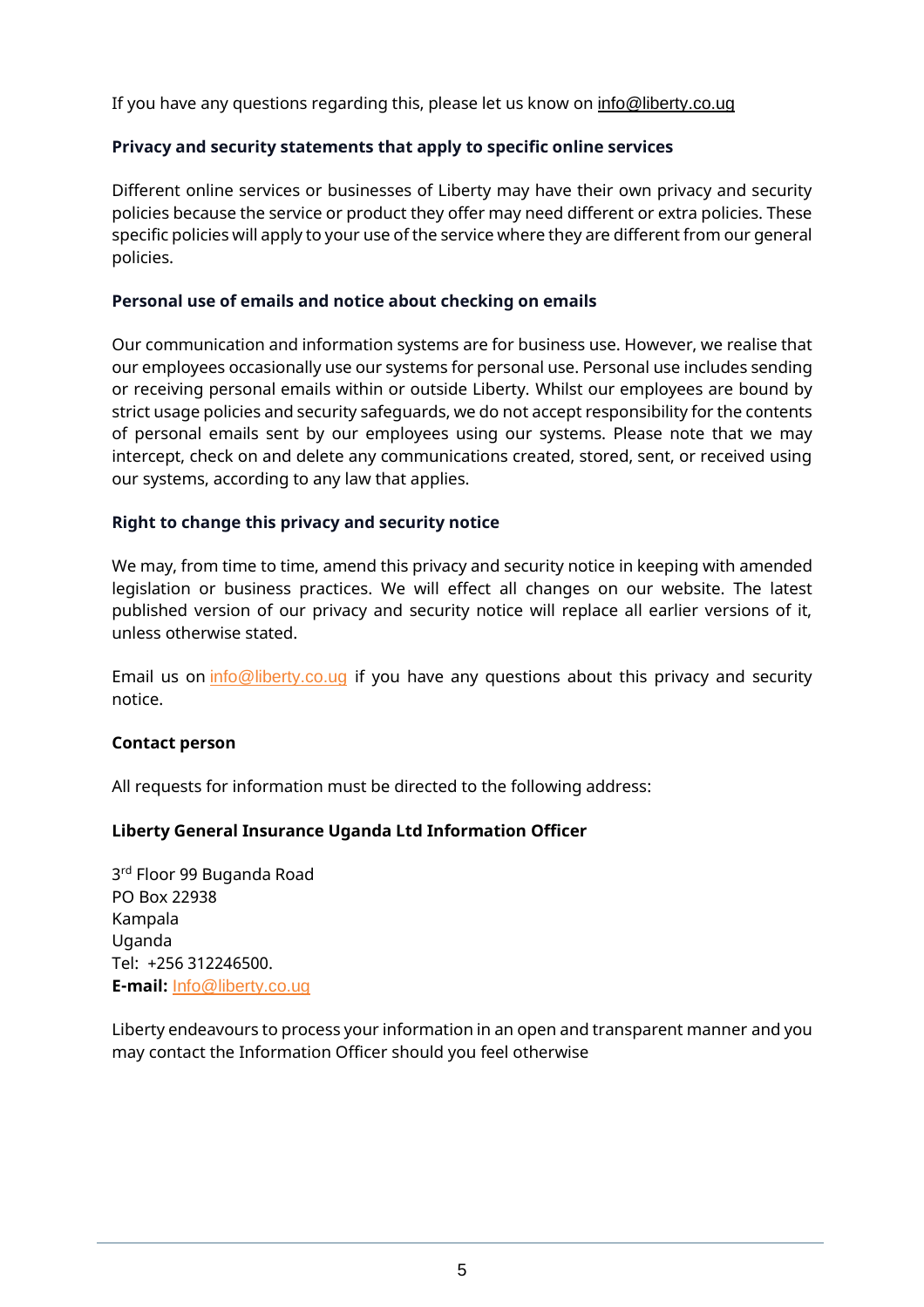If you have any questions regarding this, please let us know on info@liberty.co.ug

**Privacy and security statements that apply to specific online services**

Different online services or businesses of Liberty may have their own privacy and security policies because the service or product they offer may need different or extra policies. These specific policies will apply to your use of the service where they are different from our general policies.

**Personal use of emails and notice about checking on emails**

Our communication and information systems are for business use. However, we realise that our employees occasionally use our systems for personal use. Personal use includes sending or receiving personal emails within or outside Liberty. Whilst our employees are bound by strict usage policies and security safeguards, we do not accept responsibility for the contents of personal emails sent by our employees using our systems. Please note that we may intercept, check on and delete any communications created, stored, sent, or received using our systems, according to any law that applies.

**Right to change this privacy and security notice**

We may, from time to time, amend this privacy and security notice in keeping with amended legislation or business practices. We will effect all changes on our website. The latest published version of our privacy and security notice will replace all earlier versions of it, unless otherwise stated.

Email us on info@liberty.co.ug if you have any questions about this privacy and security notice.

**Contact person**

All requests for information must be directed to the following address:

**Liberty General Insurance Uganda Ltd Information Officer**

3rd Floor 99 Buganda Road
PO Box 22938
Kampala
Uganda
Tel: +256 312246500.
**E-mail:** Info@liberty.co.ug

Liberty endeavours to process your information in an open and transparent manner and you may contact the Information Officer should you feel otherwise